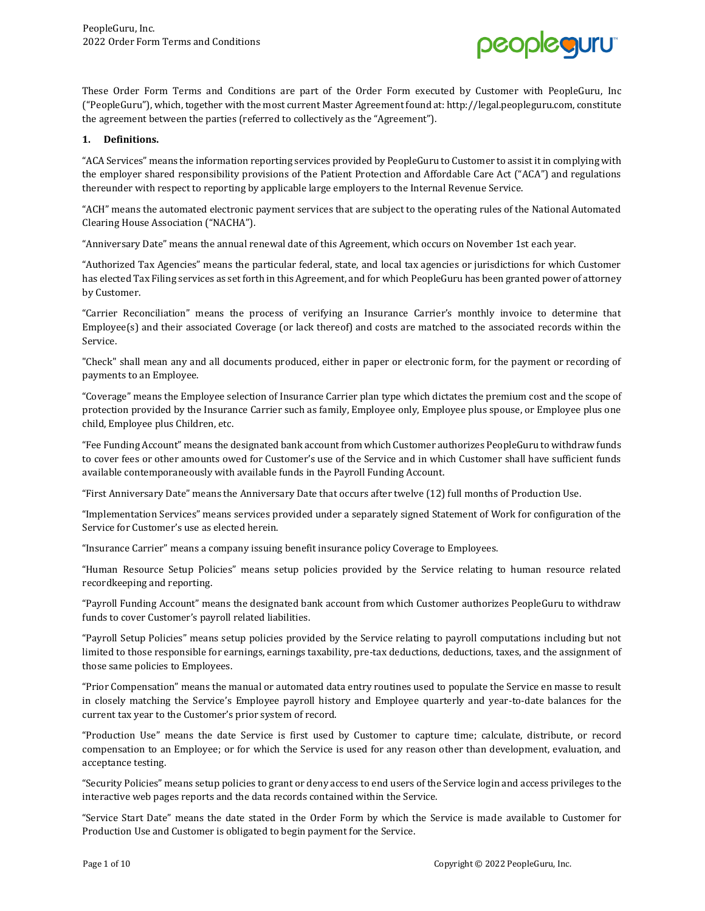These Order Form Terms and Conditions are part of the Order Form executed by Customer with PeopleGuru, Inc ("PeopleGuru"), which, together with the most current Master Agreement found at: http://legal.peopleguru.com, constitute the agreement between the parties (referred to collectively as the "Agreement").

**1. Definitions.**

"ACA Services" means the information reporting services provided by PeopleGuru to Customer to assist it in complying with the employer shared responsibility provisions of the Patient Protection and Affordable Care Act ("ACA") and regulations thereunder with respect to reporting by applicable large employers to the Internal Revenue Service.

"ACH" means the automated electronic payment services that are subject to the operating rules of the National Automated Clearing House Association ("NACHA").

"Anniversary Date" means the annual renewal date of this Agreement, which occurs on November 1st each year.

"Authorized Tax Agencies" means the particular federal, state, and local tax agencies or jurisdictions for which Customer has elected Tax Filing services as set forth in this Agreement, and for which PeopleGuru has been granted power of attorney by Customer.

"Carrier Reconciliation" means the process of verifying an Insurance Carrier's monthly invoice to determine that Employee(s) and their associated Coverage (or lack thereof) and costs are matched to the associated records within the Service.

"Check" shall mean any and all documents produced, either in paper or electronic form, for the payment or recording of payments to an Employee.

"Coverage" means the Employee selection of Insurance Carrier plan type which dictates the premium cost and the scope of protection provided by the Insurance Carrier such as family, Employee only, Employee plus spouse, or Employee plus one child, Employee plus Children, etc.

"Fee Funding Account" means the designated bank account from which Customer authorizes PeopleGuru to withdraw funds to cover fees or other amounts owed for Customer's use of the Service and in which Customer shall have sufficient funds available contemporaneously with available funds in the Payroll Funding Account.

"First Anniversary Date" means the Anniversary Date that occurs after twelve (12) full months of Production Use.

"Implementation Services" means services provided under a separately signed Statement of Work for configuration of the Service for Customer's use as elected herein.

"Insurance Carrier" means a company issuing benefit insurance policy Coverage to Employees.

"Human Resource Setup Policies" means setup policies provided by the Service relating to human resource related recordkeeping and reporting.

"Payroll Funding Account" means the designated bank account from which Customer authorizes PeopleGuru to withdraw funds to cover Customer's payroll related liabilities.

"Payroll Setup Policies" means setup policies provided by the Service relating to payroll computations including but not limited to those responsible for earnings, earnings taxability, pre-tax deductions, deductions, taxes, and the assignment of those same policies to Employees.

"Prior Compensation" means the manual or automated data entry routines used to populate the Service en masse to result in closely matching the Service's Employee payroll history and Employee quarterly and year-to-date balances for the current tax year to the Customer's prior system of record.

"Production Use" means the date Service is first used by Customer to capture time; calculate, distribute, or record compensation to an Employee; or for which the Service is used for any reason other than development, evaluation, and acceptance testing.

"Security Policies" means setup policies to grant or deny access to end users of the Service login and access privileges to the interactive web pages reports and the data records contained within the Service.

"Service Start Date" means the date stated in the Order Form by which the Service is made available to Customer for Production Use and Customer is obligated to begin payment for the Service.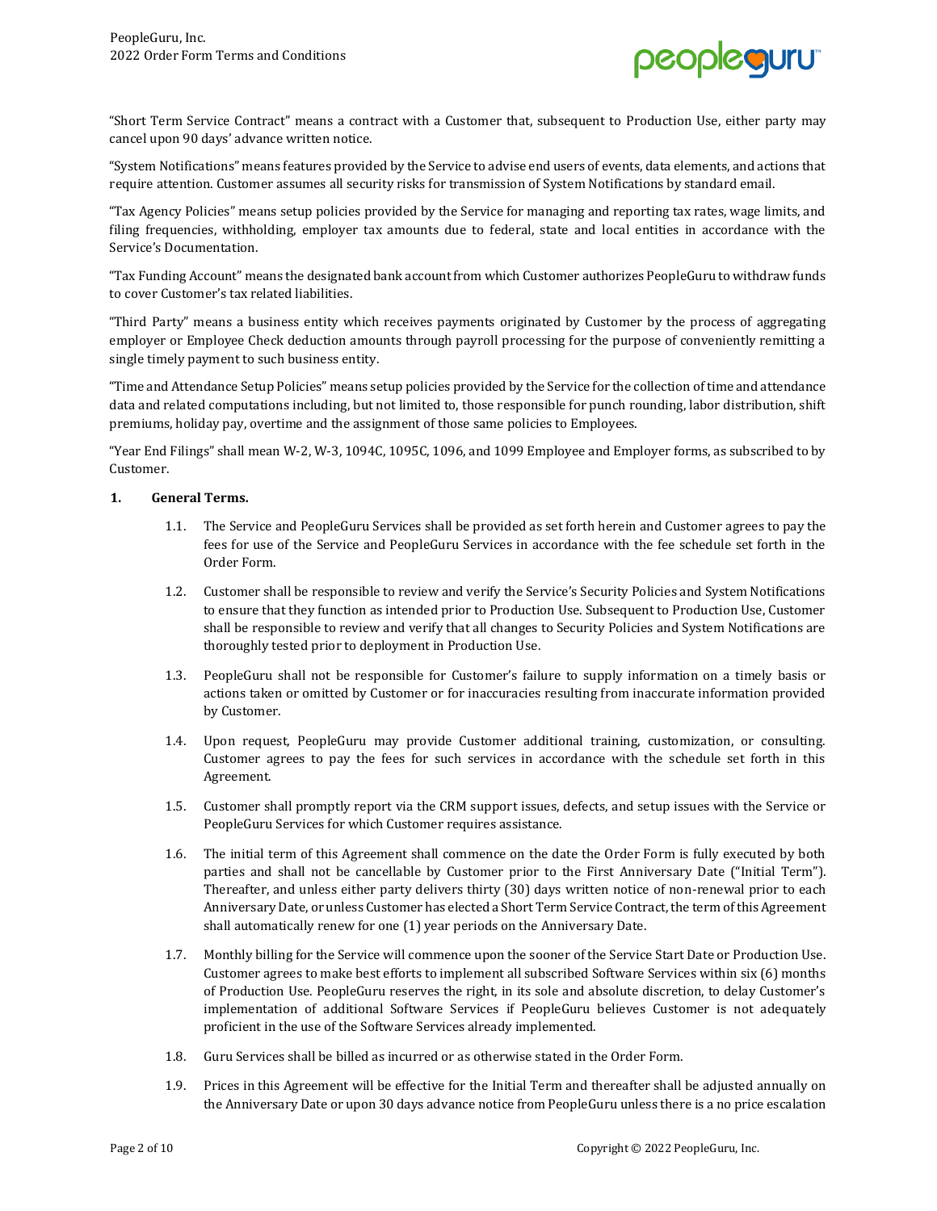"Short Term Service Contract" means a contract with a Customer that, subsequent to Production Use, either party may cancel upon 90 days' advance written notice.

"System Notifications" means features provided by the Service to advise end users of events, data elements, and actions that require attention. Customer assumes all security risks for transmission of System Notifications by standard email.

"Tax Agency Policies" means setup policies provided by the Service for managing and reporting tax rates, wage limits, and filing frequencies, withholding, employer tax amounts due to federal, state and local entities in accordance with the Service's Documentation.

"Tax Funding Account" means the designated bank account from which Customer authorizes PeopleGuru to withdraw funds to cover Customer's tax related liabilities.

"Third Party" means a business entity which receives payments originated by Customer by the process of aggregating employer or Employee Check deduction amounts through payroll processing for the purpose of conveniently remitting a single timely payment to such business entity.

"Time and Attendance Setup Policies" means setup policies provided by the Service for the collection of time and attendance data and related computations including, but not limited to, those responsible for punch rounding, labor distribution, shift premiums, holiday pay, overtime and the assignment of those same policies to Employees.

"Year End Filings" shall mean W-2, W-3, 1094C, 1095C, 1096, and 1099 Employee and Employer forms, as subscribed to by Customer.

**1. General Terms.**

1.1. The Service and PeopleGuru Services shall be provided as set forth herein and Customer agrees to pay the fees for use of the Service and PeopleGuru Services in accordance with the fee schedule set forth in the Order Form.

1.2. Customer shall be responsible to review and verify the Service's Security Policies and System Notifications to ensure that they function as intended prior to Production Use. Subsequent to Production Use, Customer shall be responsible to review and verify that all changes to Security Policies and System Notifications are thoroughly tested prior to deployment in Production Use.

1.3. PeopleGuru shall not be responsible for Customer's failure to supply information on a timely basis or actions taken or omitted by Customer or for inaccuracies resulting from inaccurate information provided by Customer.

1.4. Upon request, PeopleGuru may provide Customer additional training, customization, or consulting. Customer agrees to pay the fees for such services in accordance with the schedule set forth in this Agreement.

1.5. Customer shall promptly report via the CRM support issues, defects, and setup issues with the Service or PeopleGuru Services for which Customer requires assistance.

1.6. The initial term of this Agreement shall commence on the date the Order Form is fully executed by both parties and shall not be cancellable by Customer prior to the First Anniversary Date ("Initial Term"). Thereafter, and unless either party delivers thirty (30) days written notice of non-renewal prior to each Anniversary Date, or unless Customer has elected a Short Term Service Contract, the term of this Agreement shall automatically renew for one (1) year periods on the Anniversary Date.

1.7. Monthly billing for the Service will commence upon the sooner of the Service Start Date or Production Use. Customer agrees to make best efforts to implement all subscribed Software Services within six (6) months of Production Use. PeopleGuru reserves the right, in its sole and absolute discretion, to delay Customer's implementation of additional Software Services if PeopleGuru believes Customer is not adequately proficient in the use of the Software Services already implemented.

1.8. Guru Services shall be billed as incurred or as otherwise stated in the Order Form.

1.9. Prices in this Agreement will be effective for the Initial Term and thereafter shall be adjusted annually on the Anniversary Date or upon 30 days advance notice from PeopleGuru unless there is a no price escalation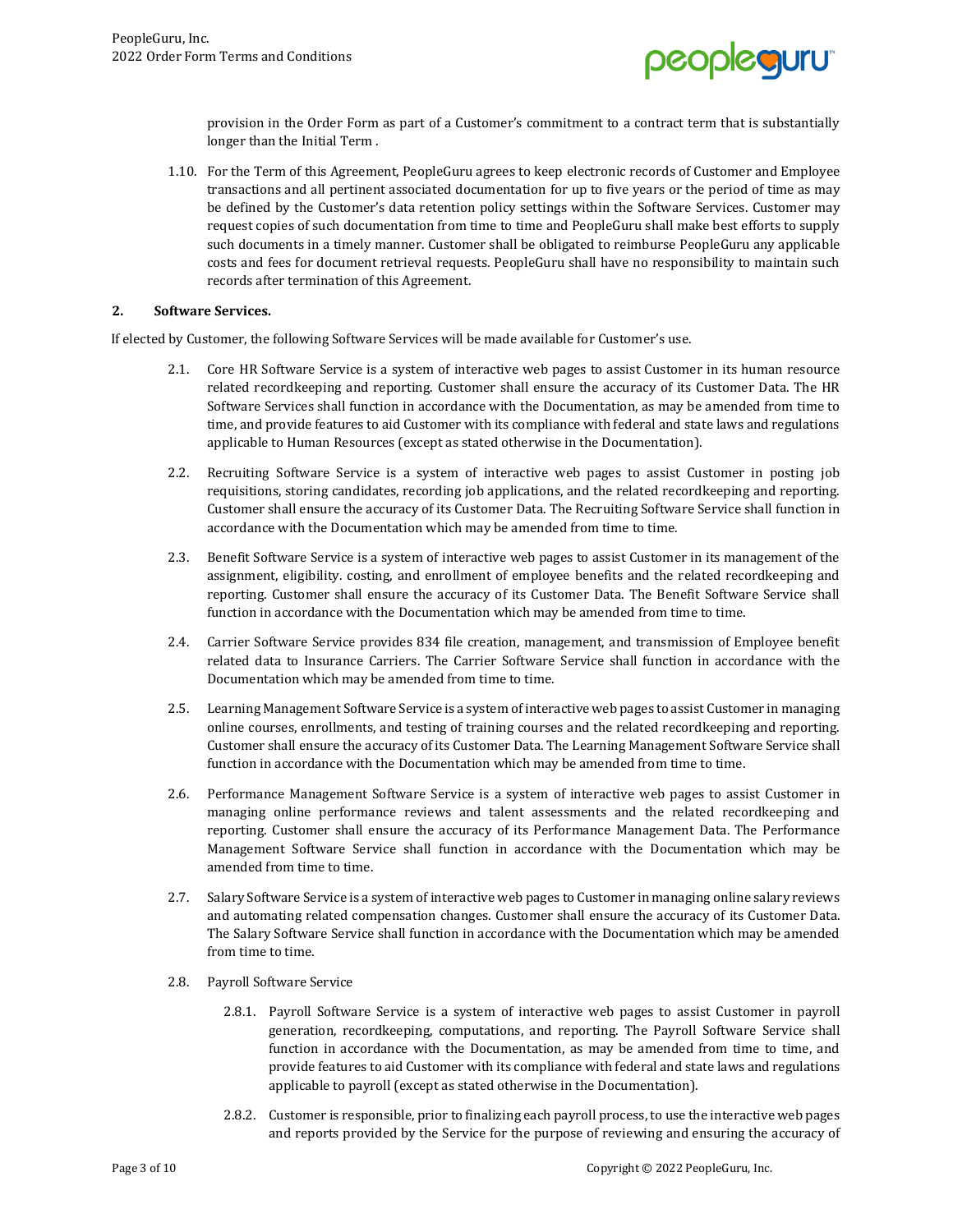provision in the Order Form as part of a Customer's commitment to a contract term that is substantially longer than the Initial Term .

1.10. For the Term of this Agreement, PeopleGuru agrees to keep electronic records of Customer and Employee transactions and all pertinent associated documentation for up to five years or the period of time as may be defined by the Customer's data retention policy settings within the Software Services. Customer may request copies of such documentation from time to time and PeopleGuru shall make best efforts to supply such documents in a timely manner. Customer shall be obligated to reimburse PeopleGuru any applicable costs and fees for document retrieval requests. PeopleGuru shall have no responsibility to maintain such records after termination of this Agreement.

**2. Software Services.**

If elected by Customer, the following Software Services will be made available for Customer's use.

2.1. Core HR Software Service is a system of interactive web pages to assist Customer in its human resource related recordkeeping and reporting. Customer shall ensure the accuracy of its Customer Data. The HR Software Services shall function in accordance with the Documentation, as may be amended from time to time, and provide features to aid Customer with its compliance with federal and state laws and regulations applicable to Human Resources (except as stated otherwise in the Documentation).

2.2. Recruiting Software Service is a system of interactive web pages to assist Customer in posting job requisitions, storing candidates, recording job applications, and the related recordkeeping and reporting. Customer shall ensure the accuracy of its Customer Data. The Recruiting Software Service shall function in accordance with the Documentation which may be amended from time to time.

2.3. Benefit Software Service is a system of interactive web pages to assist Customer in its management of the assignment, eligibility. costing, and enrollment of employee benefits and the related recordkeeping and reporting. Customer shall ensure the accuracy of its Customer Data. The Benefit Software Service shall function in accordance with the Documentation which may be amended from time to time.

2.4. Carrier Software Service provides 834 file creation, management, and transmission of Employee benefit related data to Insurance Carriers. The Carrier Software Service shall function in accordance with the Documentation which may be amended from time to time.

2.5. Learning Management Software Service is a system of interactive web pages to assist Customer in managing online courses, enrollments, and testing of training courses and the related recordkeeping and reporting. Customer shall ensure the accuracy of its Customer Data. The Learning Management Software Service shall function in accordance with the Documentation which may be amended from time to time.

2.6. Performance Management Software Service is a system of interactive web pages to assist Customer in managing online performance reviews and talent assessments and the related recordkeeping and reporting. Customer shall ensure the accuracy of its Performance Management Data. The Performance Management Software Service shall function in accordance with the Documentation which may be amended from time to time.

2.7. Salary Software Service is a system of interactive web pages to Customer in managing online salary reviews and automating related compensation changes. Customer shall ensure the accuracy of its Customer Data. The Salary Software Service shall function in accordance with the Documentation which may be amended from time to time.

2.8. Payroll Software Service

2.8.1. Payroll Software Service is a system of interactive web pages to assist Customer in payroll generation, recordkeeping, computations, and reporting. The Payroll Software Service shall function in accordance with the Documentation, as may be amended from time to time, and provide features to aid Customer with its compliance with federal and state laws and regulations applicable to payroll (except as stated otherwise in the Documentation).

2.8.2. Customer is responsible, prior to finalizing each payroll process, to use the interactive web pages and reports provided by the Service for the purpose of reviewing and ensuring the accuracy of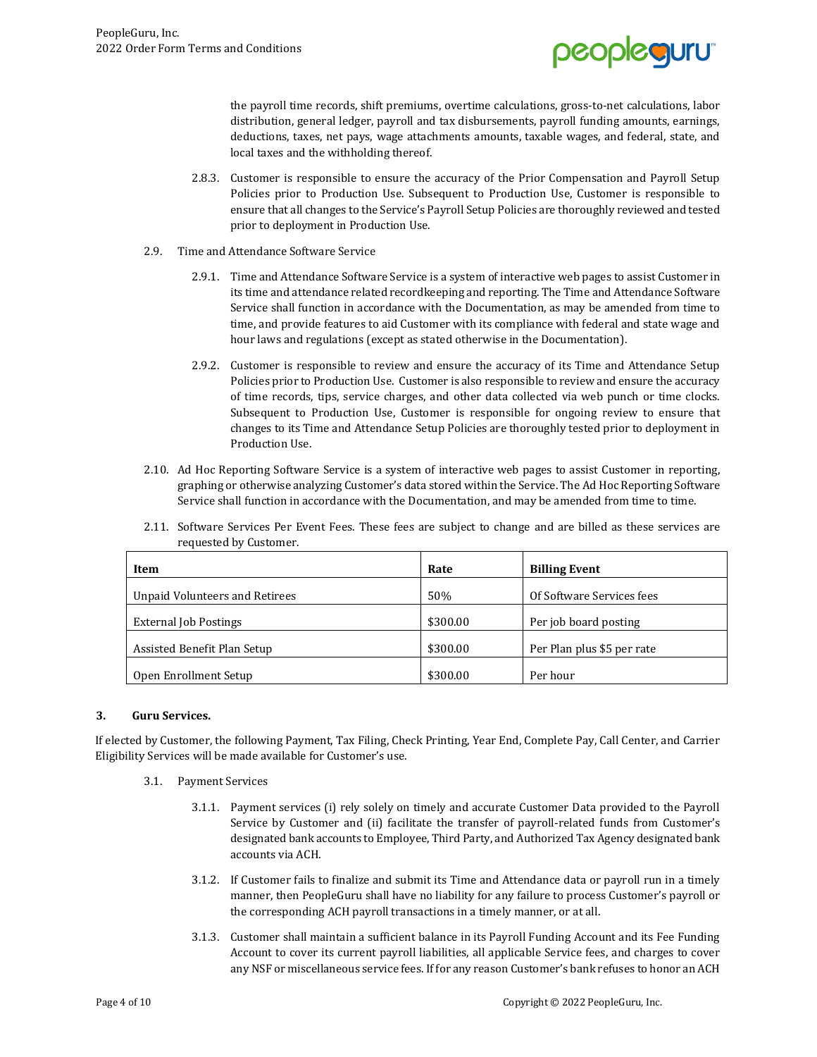the payroll time records, shift premiums, overtime calculations, gross-to-net calculations, labor distribution, general ledger, payroll and tax disbursements, payroll funding amounts, earnings, deductions, taxes, net pays, wage attachments amounts, taxable wages, and federal, state, and local taxes and the withholding thereof.

2.8.3. Customer is responsible to ensure the accuracy of the Prior Compensation and Payroll Setup Policies prior to Production Use. Subsequent to Production Use, Customer is responsible to ensure that all changes to the Service's Payroll Setup Policies are thoroughly reviewed and tested prior to deployment in Production Use.

2.9. Time and Attendance Software Service

2.9.1. Time and Attendance Software Service is a system of interactive web pages to assist Customer in its time and attendance related recordkeeping and reporting. The Time and Attendance Software Service shall function in accordance with the Documentation, as may be amended from time to time, and provide features to aid Customer with its compliance with federal and state wage and hour laws and regulations (except as stated otherwise in the Documentation).

2.9.2. Customer is responsible to review and ensure the accuracy of its Time and Attendance Setup Policies prior to Production Use. Customer is also responsible to review and ensure the accuracy of time records, tips, service charges, and other data collected via web punch or time clocks. Subsequent to Production Use, Customer is responsible for ongoing review to ensure that changes to its Time and Attendance Setup Policies are thoroughly tested prior to deployment in Production Use.

2.10. Ad Hoc Reporting Software Service is a system of interactive web pages to assist Customer in reporting, graphing or otherwise analyzing Customer's data stored within the Service. The Ad Hoc Reporting Software Service shall function in accordance with the Documentation, and may be amended from time to time.

2.11. Software Services Per Event Fees. These fees are subject to change and are billed as these services are requested by Customer.

| Item | Rate | Billing Event |
|---|---|---|
| Unpaid Volunteers and Retirees | 50% | Of Software Services fees |
| External Job Postings | $300.00 | Per job board posting |
| Assisted Benefit Plan Setup | $300.00 | Per Plan plus $5 per rate |
| Open Enrollment Setup | $300.00 | Per hour |

## 3. Guru Services.

If elected by Customer, the following Payment, Tax Filing, Check Printing, Year End, Complete Pay, Call Center, and Carrier Eligibility Services will be made available for Customer's use.

3.1. Payment Services

3.1.1. Payment services (i) rely solely on timely and accurate Customer Data provided to the Payroll Service by Customer and (ii) facilitate the transfer of payroll-related funds from Customer's designated bank accounts to Employee, Third Party, and Authorized Tax Agency designated bank accounts via ACH.

3.1.2. If Customer fails to finalize and submit its Time and Attendance data or payroll run in a timely manner, then PeopleGuru shall have no liability for any failure to process Customer's payroll or the corresponding ACH payroll transactions in a timely manner, or at all.

3.1.3. Customer shall maintain a sufficient balance in its Payroll Funding Account and its Fee Funding Account to cover its current payroll liabilities, all applicable Service fees, and charges to cover any NSF or miscellaneous service fees. If for any reason Customer's bank refuses to honor an ACH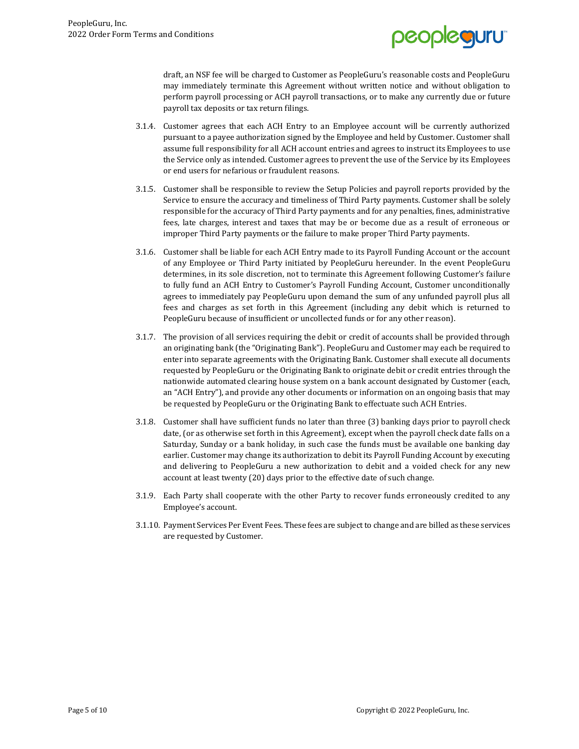draft, an NSF fee will be charged to Customer as PeopleGuru's reasonable costs and PeopleGuru may immediately terminate this Agreement without written notice and without obligation to perform payroll processing or ACH payroll transactions, or to make any currently due or future payroll tax deposits or tax return filings.

3.1.4. Customer agrees that each ACH Entry to an Employee account will be currently authorized pursuant to a payee authorization signed by the Employee and held by Customer. Customer shall assume full responsibility for all ACH account entries and agrees to instruct its Employees to use the Service only as intended. Customer agrees to prevent the use of the Service by its Employees or end users for nefarious or fraudulent reasons.

3.1.5. Customer shall be responsible to review the Setup Policies and payroll reports provided by the Service to ensure the accuracy and timeliness of Third Party payments. Customer shall be solely responsible for the accuracy of Third Party payments and for any penalties, fines, administrative fees, late charges, interest and taxes that may be or become due as a result of erroneous or improper Third Party payments or the failure to make proper Third Party payments.

3.1.6. Customer shall be liable for each ACH Entry made to its Payroll Funding Account or the account of any Employee or Third Party initiated by PeopleGuru hereunder. In the event PeopleGuru determines, in its sole discretion, not to terminate this Agreement following Customer's failure to fully fund an ACH Entry to Customer's Payroll Funding Account, Customer unconditionally agrees to immediately pay PeopleGuru upon demand the sum of any unfunded payroll plus all fees and charges as set forth in this Agreement (including any debit which is returned to PeopleGuru because of insufficient or uncollected funds or for any other reason).

3.1.7. The provision of all services requiring the debit or credit of accounts shall be provided through an originating bank (the "Originating Bank"). PeopleGuru and Customer may each be required to enter into separate agreements with the Originating Bank. Customer shall execute all documents requested by PeopleGuru or the Originating Bank to originate debit or credit entries through the nationwide automated clearing house system on a bank account designated by Customer (each, an "ACH Entry"), and provide any other documents or information on an ongoing basis that may be requested by PeopleGuru or the Originating Bank to effectuate such ACH Entries.

3.1.8. Customer shall have sufficient funds no later than three (3) banking days prior to payroll check date, (or as otherwise set forth in this Agreement), except when the payroll check date falls on a Saturday, Sunday or a bank holiday, in such case the funds must be available one banking day earlier. Customer may change its authorization to debit its Payroll Funding Account by executing and delivering to PeopleGuru a new authorization to debit and a voided check for any new account at least twenty (20) days prior to the effective date of such change.

3.1.9. Each Party shall cooperate with the other Party to recover funds erroneously credited to any Employee's account.

3.1.10. Payment Services Per Event Fees. These fees are subject to change and are billed as these services are requested by Customer.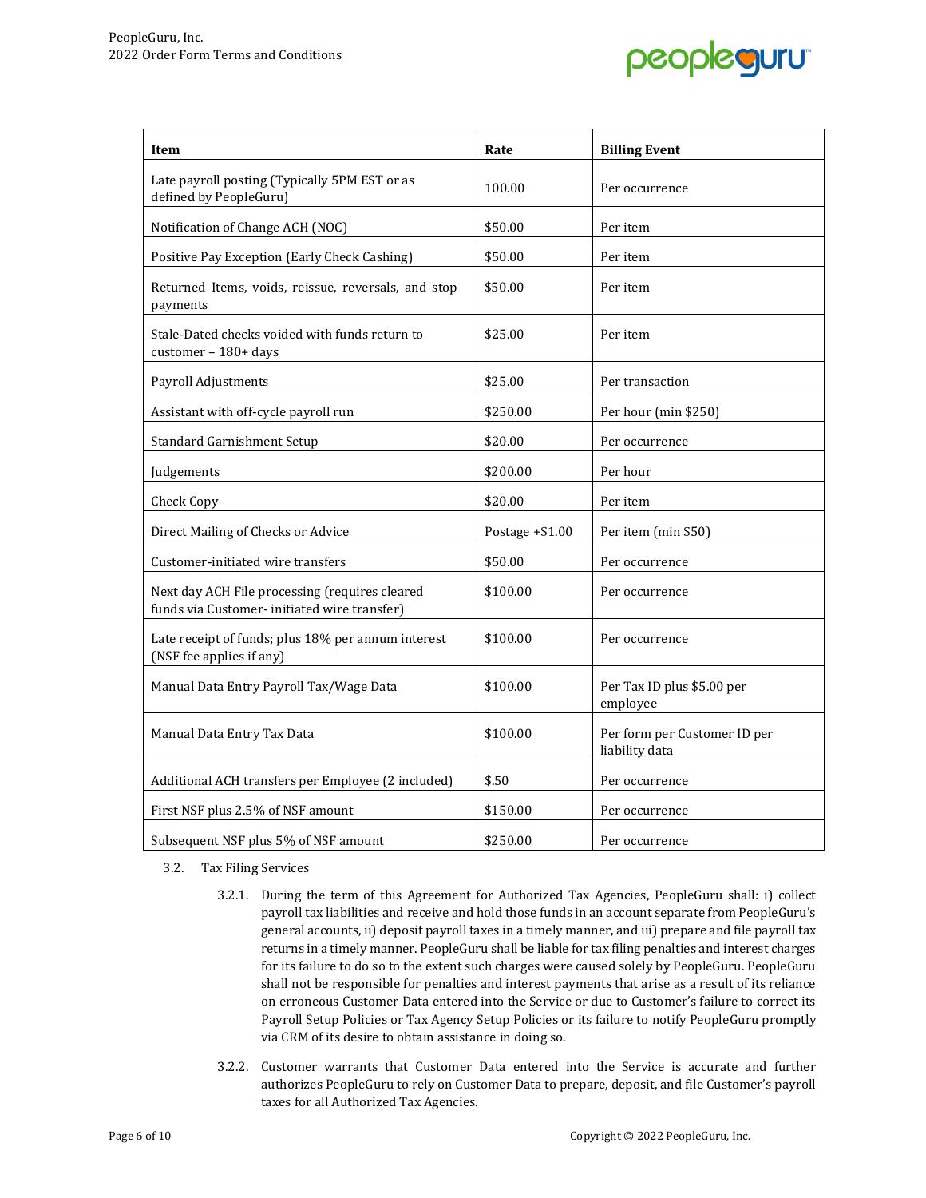| Item | Rate | Billing Event |
|---|---|---|
| Late payroll posting (Typically 5PM EST or as defined by PeopleGuru) | 100.00 | Per occurrence |
| Notification of Change ACH (NOC) | $50.00 | Per item |
| Positive Pay Exception (Early Check Cashing) | $50.00 | Per item |
| Returned Items, voids, reissue, reversals, and stop payments | $50.00 | Per item |
| Stale-Dated checks voided with funds return to customer – 180+ days | $25.00 | Per item |
| Payroll Adjustments | $25.00 | Per transaction |
| Assistant with off-cycle payroll run | $250.00 | Per hour (min $250) |
| Standard Garnishment Setup | $20.00 | Per occurrence |
| Judgements | $200.00 | Per hour |
| Check Copy | $20.00 | Per item |
| Direct Mailing of Checks or Advice | Postage +$1.00 | Per item (min $50) |
| Customer-initiated wire transfers | $50.00 | Per occurrence |
| Next day ACH File processing (requires cleared funds via Customer- initiated wire transfer) | $100.00 | Per occurrence |
| Late receipt of funds; plus 18% per annum interest (NSF fee applies if any) | $100.00 | Per occurrence |
| Manual Data Entry Payroll Tax/Wage Data | $100.00 | Per Tax ID plus $5.00 per employee |
| Manual Data Entry Tax Data | $100.00 | Per form per Customer ID per liability data |
| Additional ACH transfers per Employee (2 included) | $.50 | Per occurrence |
| First NSF plus 2.5% of NSF amount | $150.00 | Per occurrence |
| Subsequent NSF plus 5% of NSF amount | $250.00 | Per occurrence |

3.2. Tax Filing Services

3.2.1. During the term of this Agreement for Authorized Tax Agencies, PeopleGuru shall: i) collect payroll tax liabilities and receive and hold those funds in an account separate from PeopleGuru's general accounts, ii) deposit payroll taxes in a timely manner, and iii) prepare and file payroll tax returns in a timely manner. PeopleGuru shall be liable for tax filing penalties and interest charges for its failure to do so to the extent such charges were caused solely by PeopleGuru. PeopleGuru shall not be responsible for penalties and interest payments that arise as a result of its reliance on erroneous Customer Data entered into the Service or due to Customer's failure to correct its Payroll Setup Policies or Tax Agency Setup Policies or its failure to notify PeopleGuru promptly via CRM of its desire to obtain assistance in doing so.

3.2.2. Customer warrants that Customer Data entered into the Service is accurate and further authorizes PeopleGuru to rely on Customer Data to prepare, deposit, and file Customer's payroll taxes for all Authorized Tax Agencies.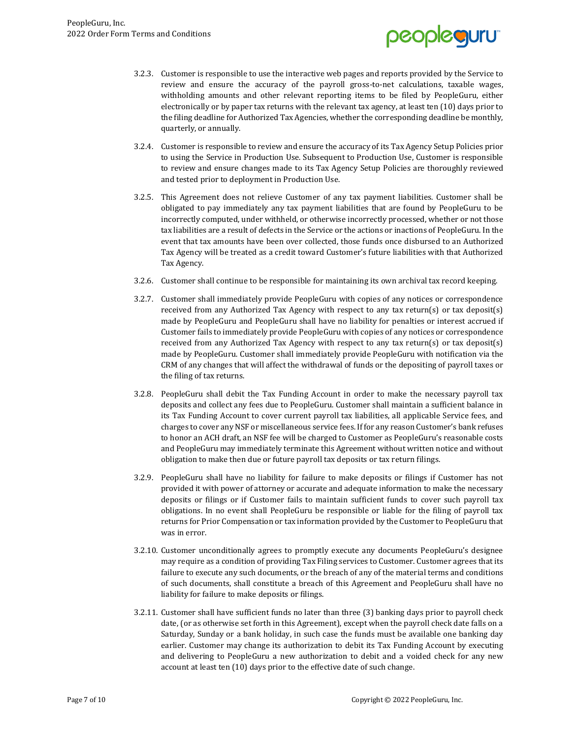3.2.3. Customer is responsible to use the interactive web pages and reports provided by the Service to review and ensure the accuracy of the payroll gross-to-net calculations, taxable wages, withholding amounts and other relevant reporting items to be filed by PeopleGuru, either electronically or by paper tax returns with the relevant tax agency, at least ten (10) days prior to the filing deadline for Authorized Tax Agencies, whether the corresponding deadline be monthly, quarterly, or annually.

3.2.4. Customer is responsible to review and ensure the accuracy of its Tax Agency Setup Policies prior to using the Service in Production Use. Subsequent to Production Use, Customer is responsible to review and ensure changes made to its Tax Agency Setup Policies are thoroughly reviewed and tested prior to deployment in Production Use.

3.2.5. This Agreement does not relieve Customer of any tax payment liabilities. Customer shall be obligated to pay immediately any tax payment liabilities that are found by PeopleGuru to be incorrectly computed, under withheld, or otherwise incorrectly processed, whether or not those tax liabilities are a result of defects in the Service or the actions or inactions of PeopleGuru. In the event that tax amounts have been over collected, those funds once disbursed to an Authorized Tax Agency will be treated as a credit toward Customer's future liabilities with that Authorized Tax Agency.

3.2.6. Customer shall continue to be responsible for maintaining its own archival tax record keeping.

3.2.7. Customer shall immediately provide PeopleGuru with copies of any notices or correspondence received from any Authorized Tax Agency with respect to any tax return(s) or tax deposit(s) made by PeopleGuru and PeopleGuru shall have no liability for penalties or interest accrued if Customer fails to immediately provide PeopleGuru with copies of any notices or correspondence received from any Authorized Tax Agency with respect to any tax return(s) or tax deposit(s) made by PeopleGuru. Customer shall immediately provide PeopleGuru with notification via the CRM of any changes that will affect the withdrawal of funds or the depositing of payroll taxes or the filing of tax returns.

3.2.8. PeopleGuru shall debit the Tax Funding Account in order to make the necessary payroll tax deposits and collect any fees due to PeopleGuru. Customer shall maintain a sufficient balance in its Tax Funding Account to cover current payroll tax liabilities, all applicable Service fees, and charges to cover any NSF or miscellaneous service fees. If for any reason Customer's bank refuses to honor an ACH draft, an NSF fee will be charged to Customer as PeopleGuru's reasonable costs and PeopleGuru may immediately terminate this Agreement without written notice and without obligation to make then due or future payroll tax deposits or tax return filings.

3.2.9. PeopleGuru shall have no liability for failure to make deposits or filings if Customer has not provided it with power of attorney or accurate and adequate information to make the necessary deposits or filings or if Customer fails to maintain sufficient funds to cover such payroll tax obligations. In no event shall PeopleGuru be responsible or liable for the filing of payroll tax returns for Prior Compensation or tax information provided by the Customer to PeopleGuru that was in error.

3.2.10. Customer unconditionally agrees to promptly execute any documents PeopleGuru's designee may require as a condition of providing Tax Filing services to Customer. Customer agrees that its failure to execute any such documents, or the breach of any of the material terms and conditions of such documents, shall constitute a breach of this Agreement and PeopleGuru shall have no liability for failure to make deposits or filings.

3.2.11. Customer shall have sufficient funds no later than three (3) banking days prior to payroll check date, (or as otherwise set forth in this Agreement), except when the payroll check date falls on a Saturday, Sunday or a bank holiday, in such case the funds must be available one banking day earlier. Customer may change its authorization to debit its Tax Funding Account by executing and delivering to PeopleGuru a new authorization to debit and a voided check for any new account at least ten (10) days prior to the effective date of such change.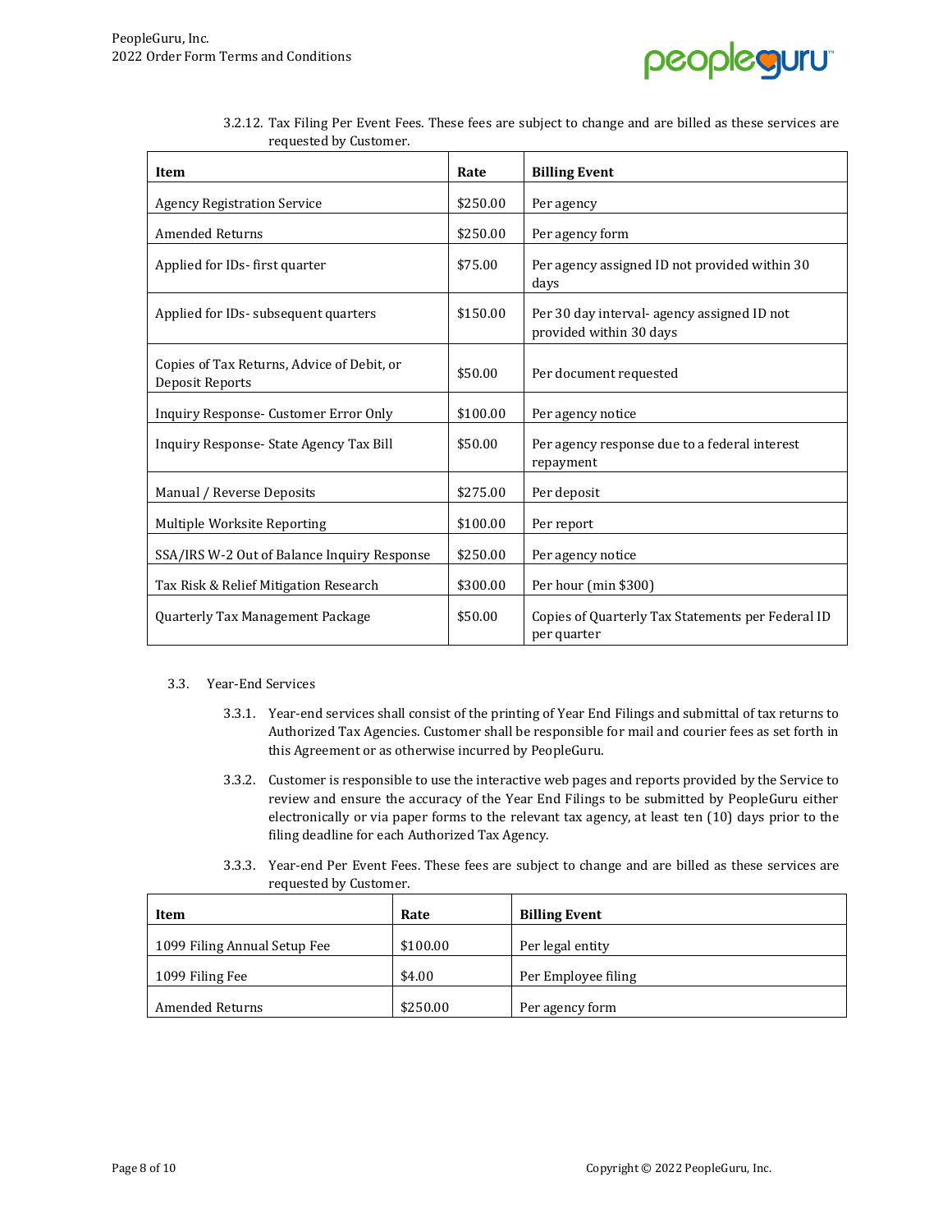3.2.12. Tax Filing Per Event Fees. These fees are subject to change and are billed as these services are requested by Customer.

| Item | Rate | Billing Event |
| --- | --- | --- |
| Agency Registration Service | $250.00 | Per agency |
| Amended Returns | $250.00 | Per agency form |
| Applied for IDs- first quarter | $75.00 | Per agency assigned ID not provided within 30 days |
| Applied for IDs- subsequent quarters | $150.00 | Per 30 day interval- agency assigned ID not provided within 30 days |
| Copies of Tax Returns, Advice of Debit, or Deposit Reports | $50.00 | Per document requested |
| Inquiry Response- Customer Error Only | $100.00 | Per agency notice |
| Inquiry Response- State Agency Tax Bill | $50.00 | Per agency response due to a federal interest repayment |
| Manual / Reverse Deposits | $275.00 | Per deposit |
| Multiple Worksite Reporting | $100.00 | Per report |
| SSA/IRS W-2 Out of Balance Inquiry Response | $250.00 | Per agency notice |
| Tax Risk & Relief Mitigation Research | $300.00 | Per hour (min $300) |
| Quarterly Tax Management Package | $50.00 | Copies of Quarterly Tax Statements per Federal ID per quarter |

3.3. Year-End Services

3.3.1. Year-end services shall consist of the printing of Year End Filings and submittal of tax returns to Authorized Tax Agencies. Customer shall be responsible for mail and courier fees as set forth in this Agreement or as otherwise incurred by PeopleGuru.

3.3.2. Customer is responsible to use the interactive web pages and reports provided by the Service to review and ensure the accuracy of the Year End Filings to be submitted by PeopleGuru either electronically or via paper forms to the relevant tax agency, at least ten (10) days prior to the filing deadline for each Authorized Tax Agency.

3.3.3. Year-end Per Event Fees. These fees are subject to change and are billed as these services are requested by Customer.

| Item | Rate | Billing Event |
| --- | --- | --- |
| 1099 Filing Annual Setup Fee | $100.00 | Per legal entity |
| 1099 Filing Fee | $4.00 | Per Employee filing |
| Amended Returns | $250.00 | Per agency form |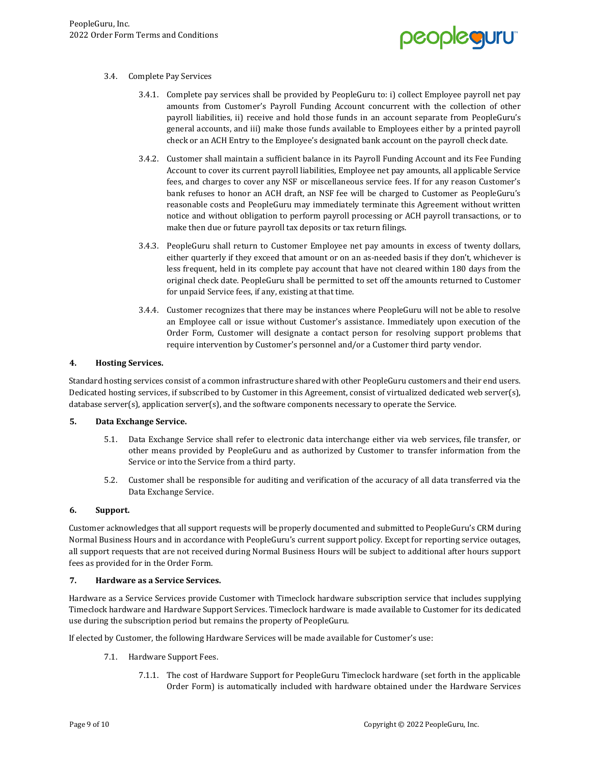3.4. Complete Pay Services

3.4.1. Complete pay services shall be provided by PeopleGuru to: i) collect Employee payroll net pay amounts from Customer's Payroll Funding Account concurrent with the collection of other payroll liabilities, ii) receive and hold those funds in an account separate from PeopleGuru's general accounts, and iii) make those funds available to Employees either by a printed payroll check or an ACH Entry to the Employee's designated bank account on the payroll check date.

3.4.2. Customer shall maintain a sufficient balance in its Payroll Funding Account and its Fee Funding Account to cover its current payroll liabilities, Employee net pay amounts, all applicable Service fees, and charges to cover any NSF or miscellaneous service fees. If for any reason Customer's bank refuses to honor an ACH draft, an NSF fee will be charged to Customer as PeopleGuru's reasonable costs and PeopleGuru may immediately terminate this Agreement without written notice and without obligation to perform payroll processing or ACH payroll transactions, or to make then due or future payroll tax deposits or tax return filings.

3.4.3. PeopleGuru shall return to Customer Employee net pay amounts in excess of twenty dollars, either quarterly if they exceed that amount or on an as-needed basis if they don't, whichever is less frequent, held in its complete pay account that have not cleared within 180 days from the original check date. PeopleGuru shall be permitted to set off the amounts returned to Customer for unpaid Service fees, if any, existing at that time.

3.4.4. Customer recognizes that there may be instances where PeopleGuru will not be able to resolve an Employee call or issue without Customer's assistance. Immediately upon execution of the Order Form, Customer will designate a contact person for resolving support problems that require intervention by Customer's personnel and/or a Customer third party vendor.

**4. Hosting Services.**

Standard hosting services consist of a common infrastructure shared with other PeopleGuru customers and their end users. Dedicated hosting services, if subscribed to by Customer in this Agreement, consist of virtualized dedicated web server(s), database server(s), application server(s), and the software components necessary to operate the Service.

**5. Data Exchange Service.**

5.1. Data Exchange Service shall refer to electronic data interchange either via web services, file transfer, or other means provided by PeopleGuru and as authorized by Customer to transfer information from the Service or into the Service from a third party.

5.2. Customer shall be responsible for auditing and verification of the accuracy of all data transferred via the Data Exchange Service.

**6. Support.**

Customer acknowledges that all support requests will be properly documented and submitted to PeopleGuru's CRM during Normal Business Hours and in accordance with PeopleGuru's current support policy. Except for reporting service outages, all support requests that are not received during Normal Business Hours will be subject to additional after hours support fees as provided for in the Order Form.

**7. Hardware as a Service Services.**

Hardware as a Service Services provide Customer with Timeclock hardware subscription service that includes supplying Timeclock hardware and Hardware Support Services. Timeclock hardware is made available to Customer for its dedicated use during the subscription period but remains the property of PeopleGuru.

If elected by Customer, the following Hardware Services will be made available for Customer's use:

7.1. Hardware Support Fees.

7.1.1. The cost of Hardware Support for PeopleGuru Timeclock hardware (set forth in the applicable Order Form) is automatically included with hardware obtained under the Hardware Services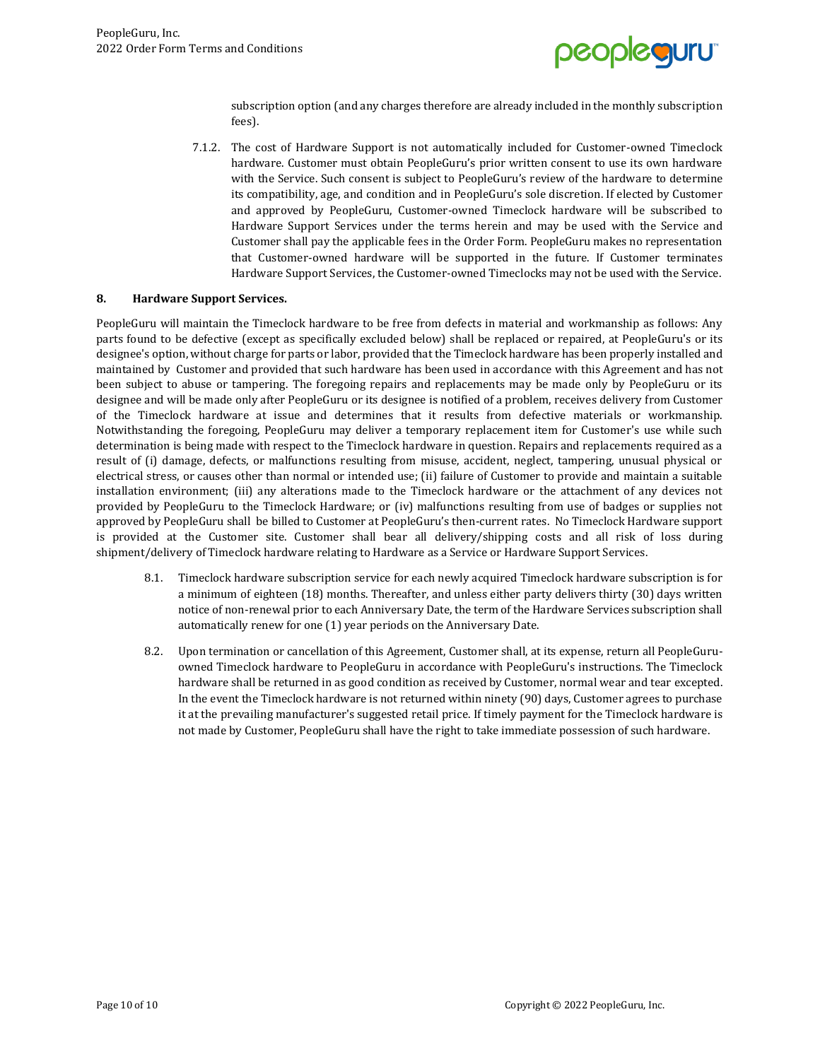subscription option (and any charges therefore are already included in the monthly subscription fees).

7.1.2. The cost of Hardware Support is not automatically included for Customer-owned Timeclock hardware. Customer must obtain PeopleGuru's prior written consent to use its own hardware with the Service. Such consent is subject to PeopleGuru's review of the hardware to determine its compatibility, age, and condition and in PeopleGuru's sole discretion. If elected by Customer and approved by PeopleGuru, Customer-owned Timeclock hardware will be subscribed to Hardware Support Services under the terms herein and may be used with the Service and Customer shall pay the applicable fees in the Order Form. PeopleGuru makes no representation that Customer-owned hardware will be supported in the future. If Customer terminates Hardware Support Services, the Customer-owned Timeclocks may not be used with the Service.

**8. Hardware Support Services.**

PeopleGuru will maintain the Timeclock hardware to be free from defects in material and workmanship as follows: Any parts found to be defective (except as specifically excluded below) shall be replaced or repaired, at PeopleGuru's or its designee's option, without charge for parts or labor, provided that the Timeclock hardware has been properly installed and maintained by Customer and provided that such hardware has been used in accordance with this Agreement and has not been subject to abuse or tampering. The foregoing repairs and replacements may be made only by PeopleGuru or its designee and will be made only after PeopleGuru or its designee is notified of a problem, receives delivery from Customer of the Timeclock hardware at issue and determines that it results from defective materials or workmanship. Notwithstanding the foregoing, PeopleGuru may deliver a temporary replacement item for Customer's use while such determination is being made with respect to the Timeclock hardware in question. Repairs and replacements required as a result of (i) damage, defects, or malfunctions resulting from misuse, accident, neglect, tampering, unusual physical or electrical stress, or causes other than normal or intended use; (ii) failure of Customer to provide and maintain a suitable installation environment; (iii) any alterations made to the Timeclock hardware or the attachment of any devices not provided by PeopleGuru to the Timeclock Hardware; or (iv) malfunctions resulting from use of badges or supplies not approved by PeopleGuru shall be billed to Customer at PeopleGuru's then-current rates. No Timeclock Hardware support is provided at the Customer site. Customer shall bear all delivery/shipping costs and all risk of loss during shipment/delivery of Timeclock hardware relating to Hardware as a Service or Hardware Support Services.

8.1. Timeclock hardware subscription service for each newly acquired Timeclock hardware subscription is for a minimum of eighteen (18) months. Thereafter, and unless either party delivers thirty (30) days written notice of non-renewal prior to each Anniversary Date, the term of the Hardware Services subscription shall automatically renew for one (1) year periods on the Anniversary Date.

8.2. Upon termination or cancellation of this Agreement, Customer shall, at its expense, return all PeopleGuru-owned Timeclock hardware to PeopleGuru in accordance with PeopleGuru's instructions. The Timeclock hardware shall be returned in as good condition as received by Customer, normal wear and tear excepted. In the event the Timeclock hardware is not returned within ninety (90) days, Customer agrees to purchase it at the prevailing manufacturer's suggested retail price. If timely payment for the Timeclock hardware is not made by Customer, PeopleGuru shall have the right to take immediate possession of such hardware.